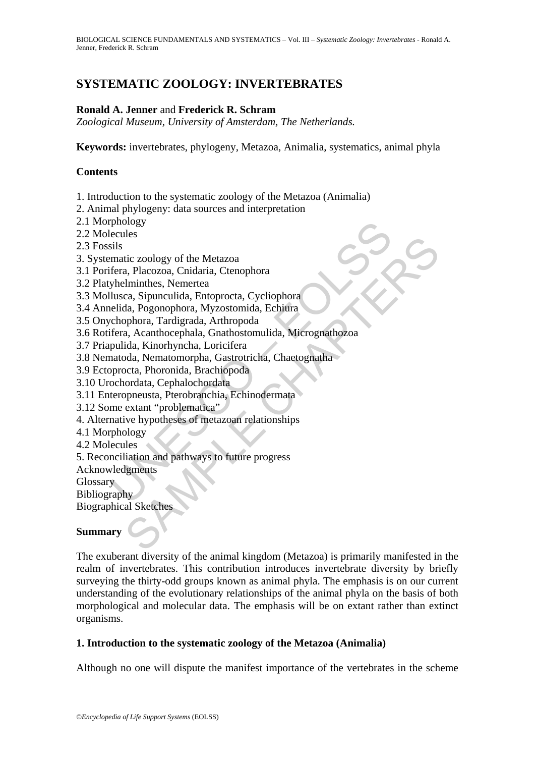# SYSTEMATIC ZOOLOGY: INVERTEBRATES

**Ronald A. Jenner** and **Frederick R. Schram**
*Zoological Museum, University of Amsterdam, The Netherlands.*

**Keywords:** invertebrates, phylogeny, Metazoa, Animalia, systematics, animal phyla

## Contents

1. Introduction to the systematic zoology of the Metazoa (Animalia)
2. Animal phylogeny: data sources and interpretation
2.1 Morphology
2.2 Molecules
2.3 Fossils
3. Systematic zoology of the Metazoa
3.1 Porifera, Placozoa, Cnidaria, Ctenophora
3.2 Platyhelminthes, Nemertea
3.3 Mollusca, Sipunculida, Entoprocta, Cycliophora
3.4 Annelida, Pogonophora, Myzostomida, Echiura
3.5 Onychophora, Tardigrada, Arthropoda
3.6 Rotifera, Acanthocephala, Gnathostomulida, Micrognathozoa
3.7 Priapulida, Kinorhyncha, Loricifera
3.8 Nematoda, Nematomorpha, Gastrotricha, Chaetognatha
3.9 Ectoprocta, Phoronida, Brachiopoda
3.10 Urochordata, Cephalochordata
3.11 Enteropneusta, Pterobranchia, Echinodermata
3.12 Some extant "problematica"
4. Alternative hypotheses of metazoan relationships
4.1 Morphology
4.2 Molecules
5. Reconciliation and pathways to future progress

Acknowledgments
Glossary
Bibliography
Biographical Sketches

## Summary

The exuberant diversity of the animal kingdom (Metazoa) is primarily manifested in the realm of invertebrates. This contribution introduces invertebrate diversity by briefly surveying the thirty-odd groups known as animal phyla. The emphasis is on our current understanding of the evolutionary relationships of the animal phyla on the basis of both morphological and molecular data. The emphasis will be on extant rather than extinct organisms.

## 1. Introduction to the systematic zoology of the Metazoa (Animalia)

Although no one will dispute the manifest importance of the vertebrates in the scheme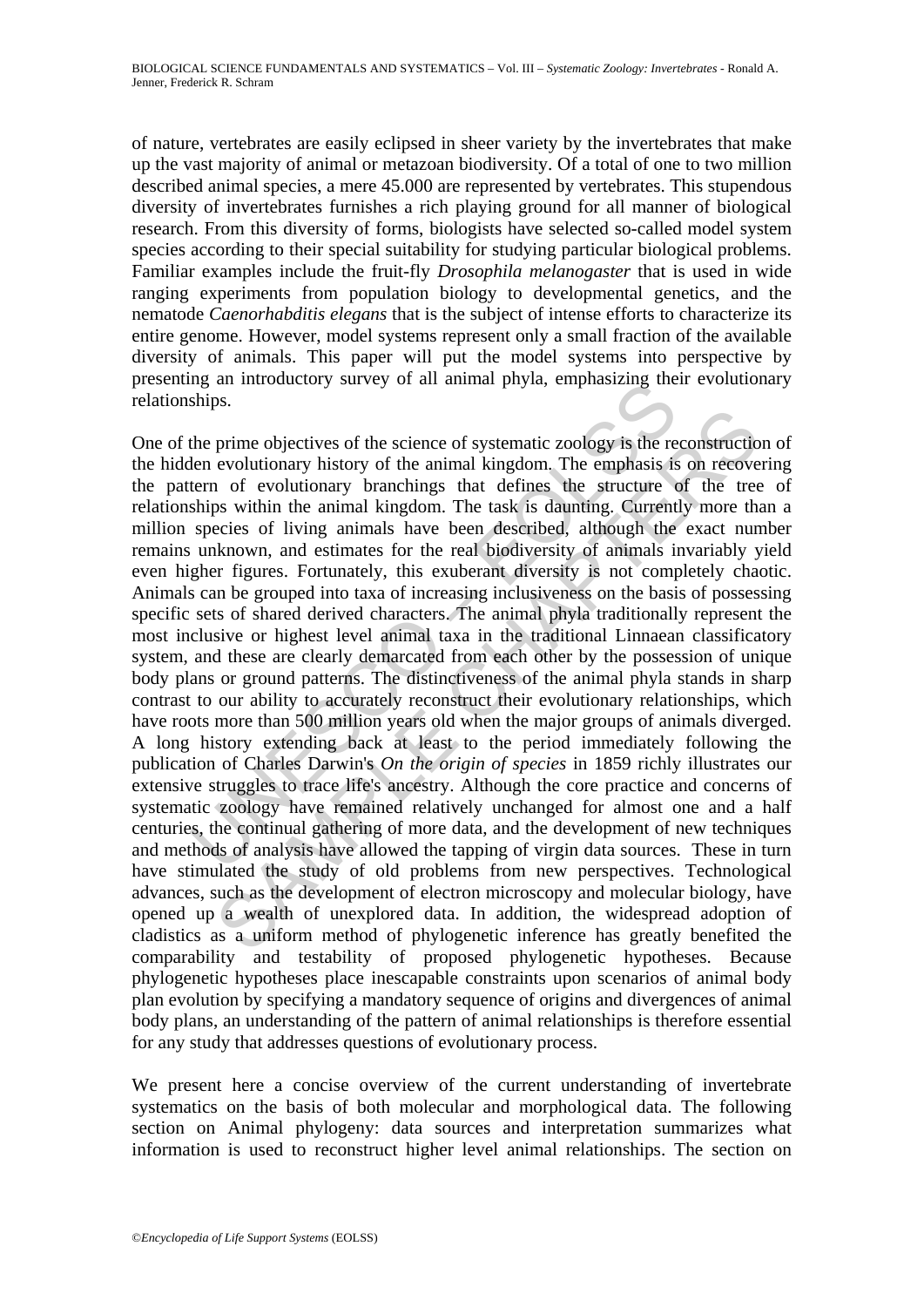of nature, vertebrates are easily eclipsed in sheer variety by the invertebrates that make up the vast majority of animal or metazoan biodiversity. Of a total of one to two million described animal species, a mere 45.000 are represented by vertebrates. This stupendous diversity of invertebrates furnishes a rich playing ground for all manner of biological research. From this diversity of forms, biologists have selected so-called model system species according to their special suitability for studying particular biological problems. Familiar examples include the fruit-fly *Drosophila melanogaster* that is used in wide ranging experiments from population biology to developmental genetics, and the nematode *Caenorhabditis elegans* that is the subject of intense efforts to characterize its entire genome. However, model systems represent only a small fraction of the available diversity of animals. This paper will put the model systems into perspective by presenting an introductory survey of all animal phyla, emphasizing their evolutionary relationships.

One of the prime objectives of the science of systematic zoology is the reconstruction of the hidden evolutionary history of the animal kingdom. The emphasis is on recovering the pattern of evolutionary branchings that defines the structure of the tree of relationships within the animal kingdom. The task is daunting. Currently more than a million species of living animals have been described, although the exact number remains unknown, and estimates for the real biodiversity of animals invariably yield even higher figures. Fortunately, this exuberant diversity is not completely chaotic. Animals can be grouped into taxa of increasing inclusiveness on the basis of possessing specific sets of shared derived characters. The animal phyla traditionally represent the most inclusive or highest level animal taxa in the traditional Linnaean classificatory system, and these are clearly demarcated from each other by the possession of unique body plans or ground patterns. The distinctiveness of the animal phyla stands in sharp contrast to our ability to accurately reconstruct their evolutionary relationships, which have roots more than 500 million years old when the major groups of animals diverged. A long history extending back at least to the period immediately following the publication of Charles Darwin's *On the origin of species* in 1859 richly illustrates our extensive struggles to trace life's ancestry. Although the core practice and concerns of systematic zoology have remained relatively unchanged for almost one and a half centuries, the continual gathering of more data, and the development of new techniques and methods of analysis have allowed the tapping of virgin data sources. These in turn have stimulated the study of old problems from new perspectives. Technological advances, such as the development of electron microscopy and molecular biology, have opened up a wealth of unexplored data. In addition, the widespread adoption of cladistics as a uniform method of phylogenetic inference has greatly benefited the comparability and testability of proposed phylogenetic hypotheses. Because phylogenetic hypotheses place inescapable constraints upon scenarios of animal body plan evolution by specifying a mandatory sequence of origins and divergences of animal body plans, an understanding of the pattern of animal relationships is therefore essential for any study that addresses questions of evolutionary process.

We present here a concise overview of the current understanding of invertebrate systematics on the basis of both molecular and morphological data. The following section on Animal phylogeny: data sources and interpretation summarizes what information is used to reconstruct higher level animal relationships. The section on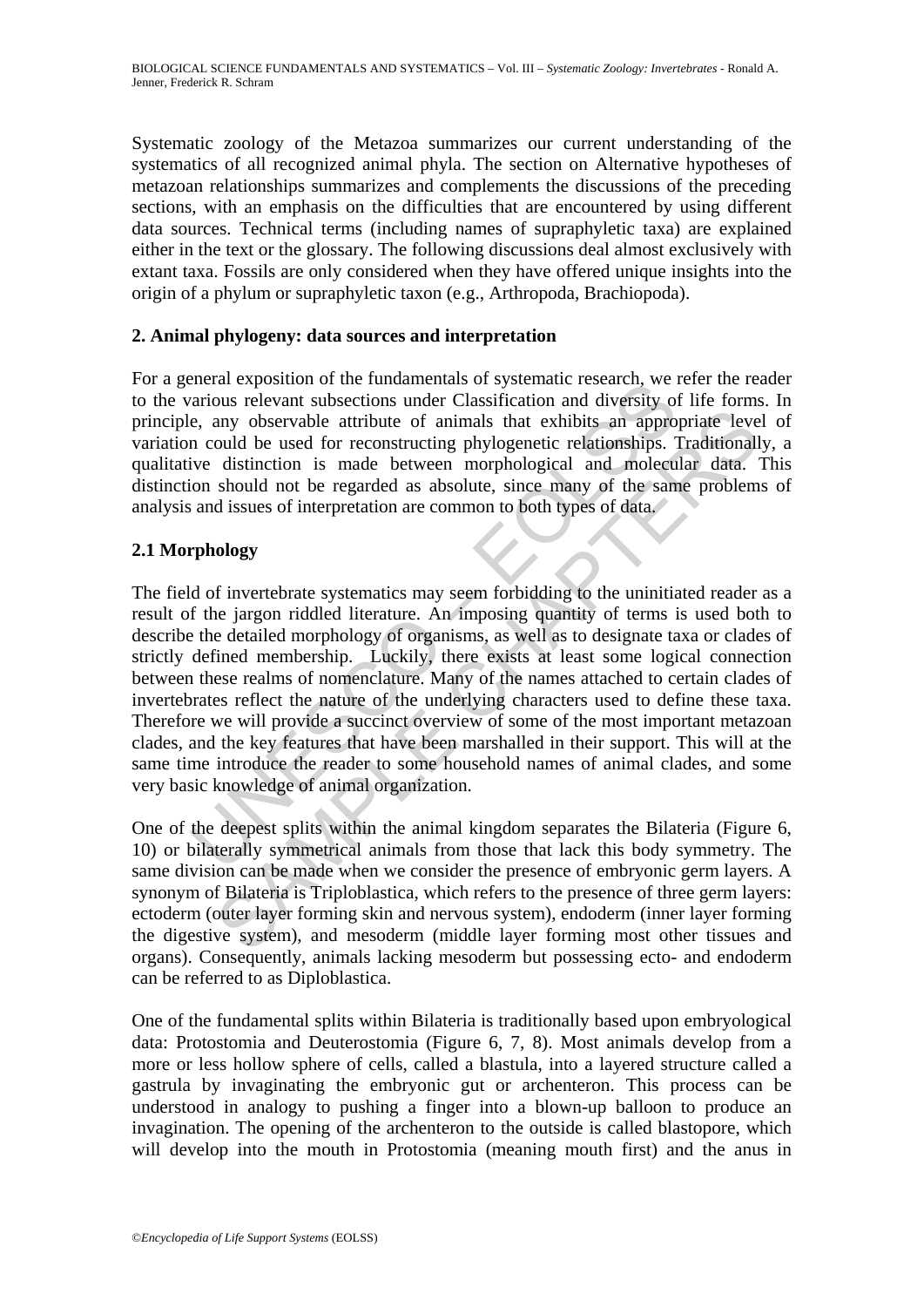Systematic zoology of the Metazoa summarizes our current understanding of the systematics of all recognized animal phyla. The section on Alternative hypotheses of metazoan relationships summarizes and complements the discussions of the preceding sections, with an emphasis on the difficulties that are encountered by using different data sources. Technical terms (including names of supraphyletic taxa) are explained either in the text or the glossary. The following discussions deal almost exclusively with extant taxa. Fossils are only considered when they have offered unique insights into the origin of a phylum or supraphyletic taxon (e.g., Arthropoda, Brachiopoda).

## 2. Animal phylogeny: data sources and interpretation

For a general exposition of the fundamentals of systematic research, we refer the reader to the various relevant subsections under Classification and diversity of life forms. In principle, any observable attribute of animals that exhibits an appropriate level of variation could be used for reconstructing phylogenetic relationships. Traditionally, a qualitative distinction is made between morphological and molecular data. This distinction should not be regarded as absolute, since many of the same problems of analysis and issues of interpretation are common to both types of data.

### 2.1 Morphology

The field of invertebrate systematics may seem forbidding to the uninitiated reader as a result of the jargon riddled literature. An imposing quantity of terms is used both to describe the detailed morphology of organisms, as well as to designate taxa or clades of strictly defined membership. Luckily, there exists at least some logical connection between these realms of nomenclature. Many of the names attached to certain clades of invertebrates reflect the nature of the underlying characters used to define these taxa. Therefore we will provide a succinct overview of some of the most important metazoan clades, and the key features that have been marshalled in their support. This will at the same time introduce the reader to some household names of animal clades, and some very basic knowledge of animal organization.

One of the deepest splits within the animal kingdom separates the Bilateria (Figure 6, 10) or bilaterally symmetrical animals from those that lack this body symmetry. The same division can be made when we consider the presence of embryonic germ layers. A synonym of Bilateria is Triploblastica, which refers to the presence of three germ layers: ectoderm (outer layer forming skin and nervous system), endoderm (inner layer forming the digestive system), and mesoderm (middle layer forming most other tissues and organs). Consequently, animals lacking mesoderm but possessing ecto- and endoderm can be referred to as Diploblastica.

One of the fundamental splits within Bilateria is traditionally based upon embryological data: Protostomia and Deuterostomia (Figure 6, 7, 8). Most animals develop from a more or less hollow sphere of cells, called a blastula, into a layered structure called a gastrula by invaginating the embryonic gut or archenteron. This process can be understood in analogy to pushing a finger into a blown-up balloon to produce an invagination. The opening of the archenteron to the outside is called blastopore, which will develop into the mouth in Protostomia (meaning mouth first) and the anus in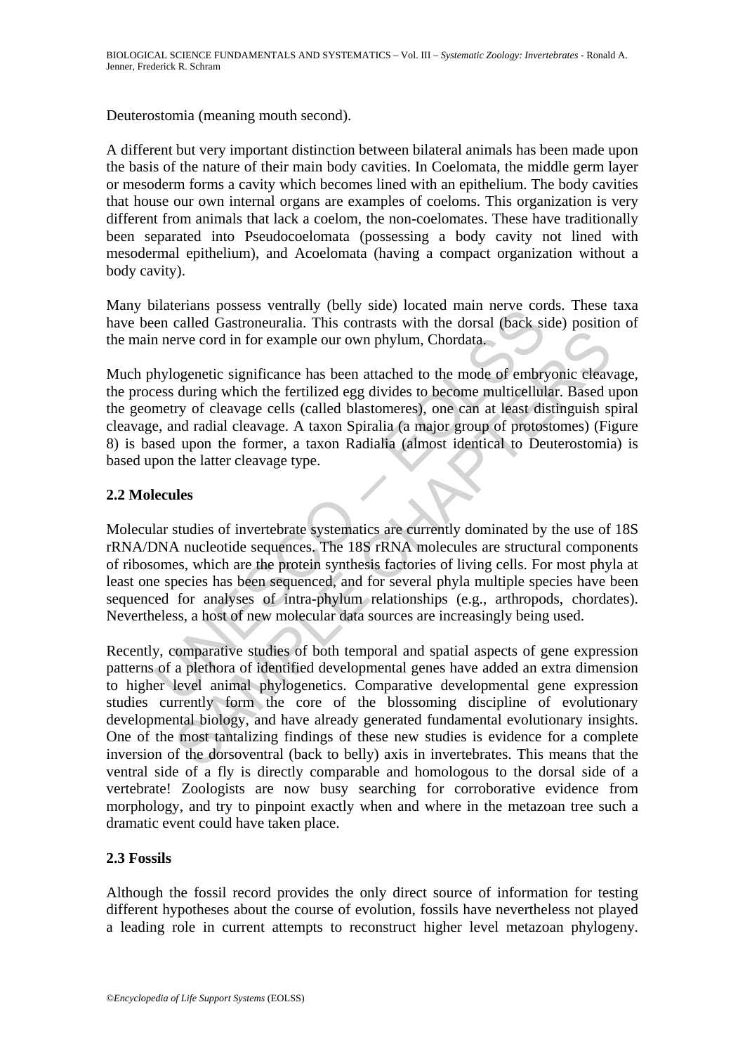Deuterostomia (meaning mouth second).

A different but very important distinction between bilateral animals has been made upon the basis of the nature of their main body cavities. In Coelomata, the middle germ layer or mesoderm forms a cavity which becomes lined with an epithelium. The body cavities that house our own internal organs are examples of coeloms. This organization is very different from animals that lack a coelom, the non-coelomates. These have traditionally been separated into Pseudocoelomata (possessing a body cavity not lined with mesodermal epithelium), and Acoelomata (having a compact organization without a body cavity).

Many bilaterians possess ventrally (belly side) located main nerve cords. These taxa have been called Gastroneuralia. This contrasts with the dorsal (back side) position of the main nerve cord in for example our own phylum, Chordata.

Much phylogenetic significance has been attached to the mode of embryonic cleavage, the process during which the fertilized egg divides to become multicellular. Based upon the geometry of cleavage cells (called blastomeres), one can at least distinguish spiral cleavage, and radial cleavage. A taxon Spiralia (a major group of protostomes) (Figure 8) is based upon the former, a taxon Radialia (almost identical to Deuterostomia) is based upon the latter cleavage type.

## 2.2 Molecules

Molecular studies of invertebrate systematics are currently dominated by the use of 18S rRNA/DNA nucleotide sequences. The 18S rRNA molecules are structural components of ribosomes, which are the protein synthesis factories of living cells. For most phyla at least one species has been sequenced, and for several phyla multiple species have been sequenced for analyses of intra-phylum relationships (e.g., arthropods, chordates). Nevertheless, a host of new molecular data sources are increasingly being used.

Recently, comparative studies of both temporal and spatial aspects of gene expression patterns of a plethora of identified developmental genes have added an extra dimension to higher level animal phylogenetics. Comparative developmental gene expression studies currently form the core of the blossoming discipline of evolutionary developmental biology, and have already generated fundamental evolutionary insights. One of the most tantalizing findings of these new studies is evidence for a complete inversion of the dorsoventral (back to belly) axis in invertebrates. This means that the ventral side of a fly is directly comparable and homologous to the dorsal side of a vertebrate! Zoologists are now busy searching for corroborative evidence from morphology, and try to pinpoint exactly when and where in the metazoan tree such a dramatic event could have taken place.

## 2.3 Fossils

Although the fossil record provides the only direct source of information for testing different hypotheses about the course of evolution, fossils have nevertheless not played a leading role in current attempts to reconstruct higher level metazoan phylogeny.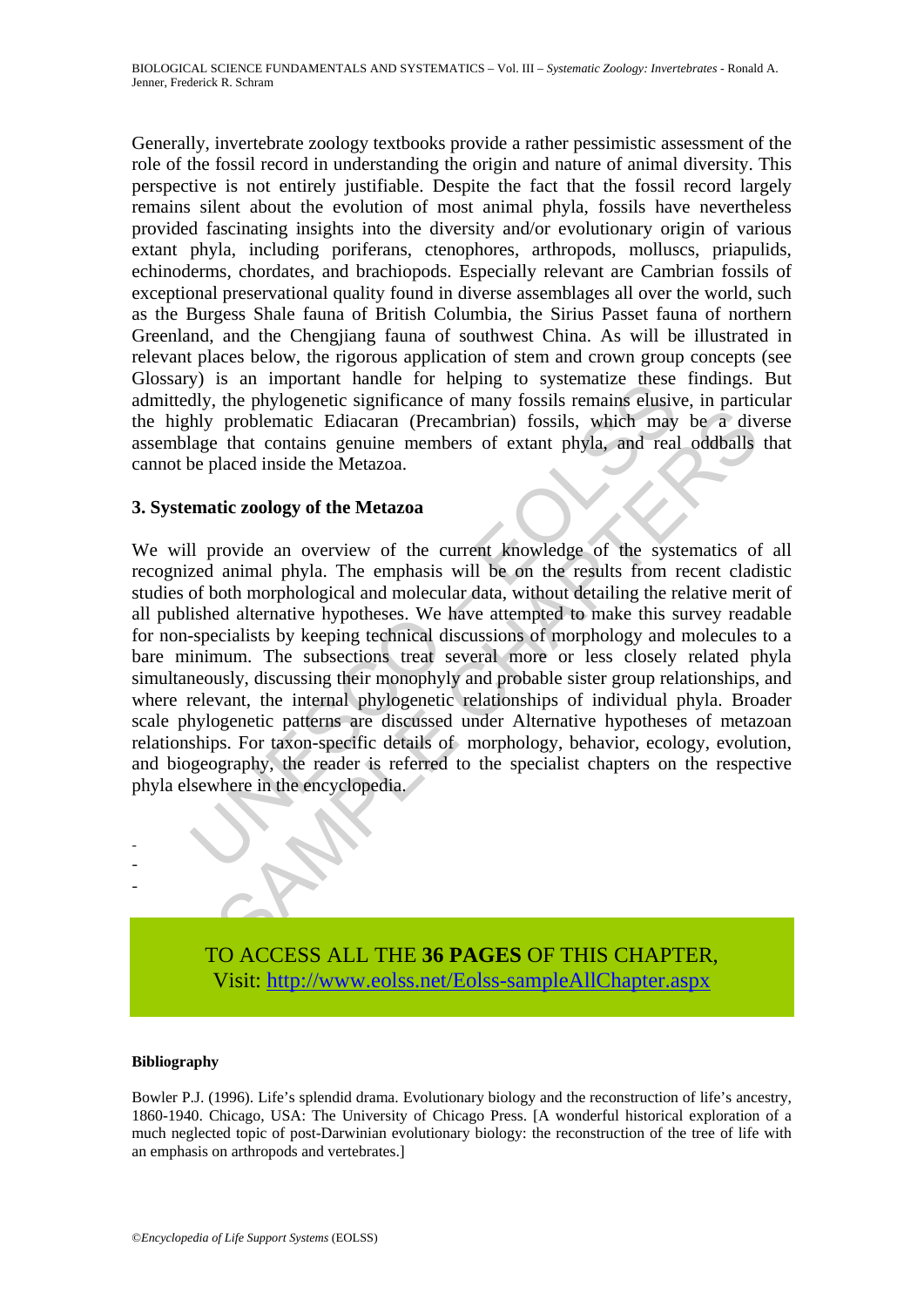Generally, invertebrate zoology textbooks provide a rather pessimistic assessment of the role of the fossil record in understanding the origin and nature of animal diversity. This perspective is not entirely justifiable. Despite the fact that the fossil record largely remains silent about the evolution of most animal phyla, fossils have nevertheless provided fascinating insights into the diversity and/or evolutionary origin of various extant phyla, including poriferans, ctenophores, arthropods, molluscs, priapulids, echinoderms, chordates, and brachiopods. Especially relevant are Cambrian fossils of exceptional preservational quality found in diverse assemblages all over the world, such as the Burgess Shale fauna of British Columbia, the Sirius Passet fauna of northern Greenland, and the Chengjiang fauna of southwest China. As will be illustrated in relevant places below, the rigorous application of stem and crown group concepts (see Glossary) is an important handle for helping to systematize these findings. But admittedly, the phylogenetic significance of many fossils remains elusive, in particular the highly problematic Ediacaran (Precambrian) fossils, which may be a diverse assemblage that contains genuine members of extant phyla, and real oddballs that cannot be placed inside the Metazoa.

## 3. Systematic zoology of the Metazoa

We will provide an overview of the current knowledge of the systematics of all recognized animal phyla. The emphasis will be on the results from recent cladistic studies of both morphological and molecular data, without detailing the relative merit of all published alternative hypotheses. We have attempted to make this survey readable for non-specialists by keeping technical discussions of morphology and molecules to a bare minimum. The subsections treat several more or less closely related phyla simultaneously, discussing their monophyly and probable sister group relationships, and where relevant, the internal phylogenetic relationships of individual phyla. Broader scale phylogenetic patterns are discussed under Alternative hypotheses of metazoan relationships. For taxon-specific details of morphology, behavior, ecology, evolution, and biogeography, the reader is referred to the specialist chapters on the respective phyla elsewhere in the encyclopedia.

-
-
-

TO ACCESS ALL THE **36 PAGES** OF THIS CHAPTER,
Visit: http://www.eolss.net/Eolss-sampleAllChapter.aspx

#### Bibliography

Bowler P.J. (1996). Life's splendid drama. Evolutionary biology and the reconstruction of life's ancestry, 1860-1940. Chicago, USA: The University of Chicago Press. [A wonderful historical exploration of a much neglected topic of post-Darwinian evolutionary biology: the reconstruction of the tree of life with an emphasis on arthropods and vertebrates.]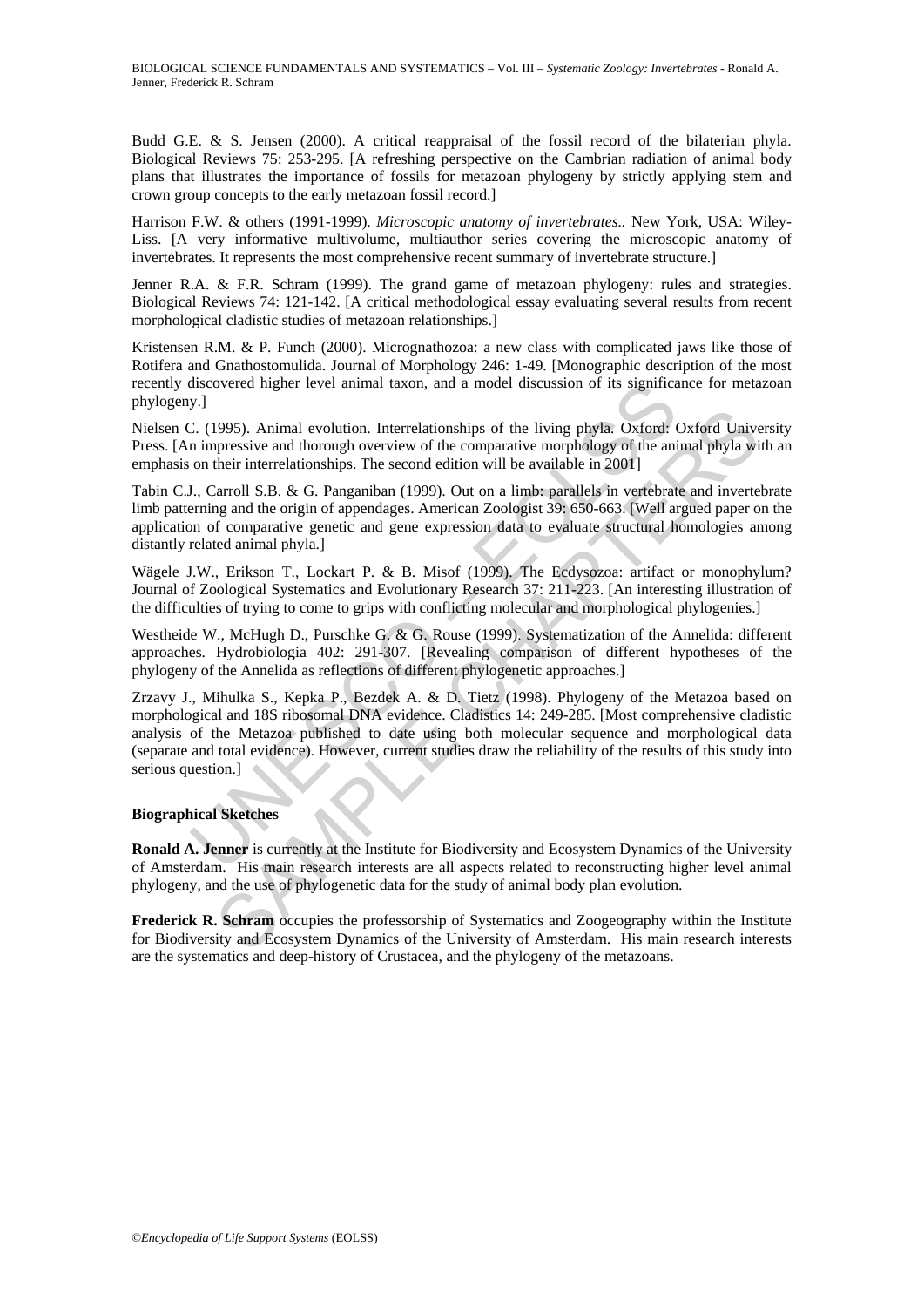Budd G.E. & S. Jensen (2000). A critical reappraisal of the fossil record of the bilaterian phyla. Biological Reviews 75: 253-295. [A refreshing perspective on the Cambrian radiation of animal body plans that illustrates the importance of fossils for metazoan phylogeny by strictly applying stem and crown group concepts to the early metazoan fossil record.]

Harrison F.W. & others (1991-1999). *Microscopic anatomy of invertebrates.*. New York, USA: Wiley-Liss. [A very informative multivolume, multiauthor series covering the microscopic anatomy of invertebrates. It represents the most comprehensive recent summary of invertebrate structure.]

Jenner R.A. & F.R. Schram (1999). The grand game of metazoan phylogeny: rules and strategies. Biological Reviews 74: 121-142. [A critical methodological essay evaluating several results from recent morphological cladistic studies of metazoan relationships.]

Kristensen R.M. & P. Funch (2000). Micrognathozoa: a new class with complicated jaws like those of Rotifera and Gnathostomulida. Journal of Morphology 246: 1-49. [Monographic description of the most recently discovered higher level animal taxon, and a model discussion of its significance for metazoan phylogeny.]

Nielsen C. (1995). Animal evolution. Interrelationships of the living phyla. Oxford: Oxford University Press. [An impressive and thorough overview of the comparative morphology of the animal phyla with an emphasis on their interrelationships. The second edition will be available in 2001]

Tabin C.J., Carroll S.B. & G. Panganiban (1999). Out on a limb: parallels in vertebrate and invertebrate limb patterning and the origin of appendages. American Zoologist 39: 650-663. [Well argued paper on the application of comparative genetic and gene expression data to evaluate structural homologies among distantly related animal phyla.]

Wägele J.W., Erikson T., Lockart P. & B. Misof (1999). The Ecdysozoa: artifact or monophylum? Journal of Zoological Systematics and Evolutionary Research 37: 211-223. [An interesting illustration of the difficulties of trying to come to grips with conflicting molecular and morphological phylogenies.]

Westheide W., McHugh D., Purschke G. & G. Rouse (1999). Systematization of the Annelida: different approaches. Hydrobiologia 402: 291-307. [Revealing comparison of different hypotheses of the phylogeny of the Annelida as reflections of different phylogenetic approaches.]

Zrzavy J., Mihulka S., Kepka P., Bezdek A. & D. Tietz (1998). Phylogeny of the Metazoa based on morphological and 18S ribosomal DNA evidence. Cladistics 14: 249-285. [Most comprehensive cladistic analysis of the Metazoa published to date using both molecular sequence and morphological data (separate and total evidence). However, current studies draw the reliability of the results of this study into serious question.]

## Biographical Sketches

**Ronald A. Jenner** is currently at the Institute for Biodiversity and Ecosystem Dynamics of the University of Amsterdam. His main research interests are all aspects related to reconstructing higher level animal phylogeny, and the use of phylogenetic data for the study of animal body plan evolution.

**Frederick R. Schram** occupies the professorship of Systematics and Zoogeography within the Institute for Biodiversity and Ecosystem Dynamics of the University of Amsterdam. His main research interests are the systematics and deep-history of Crustacea, and the phylogeny of the metazoans.